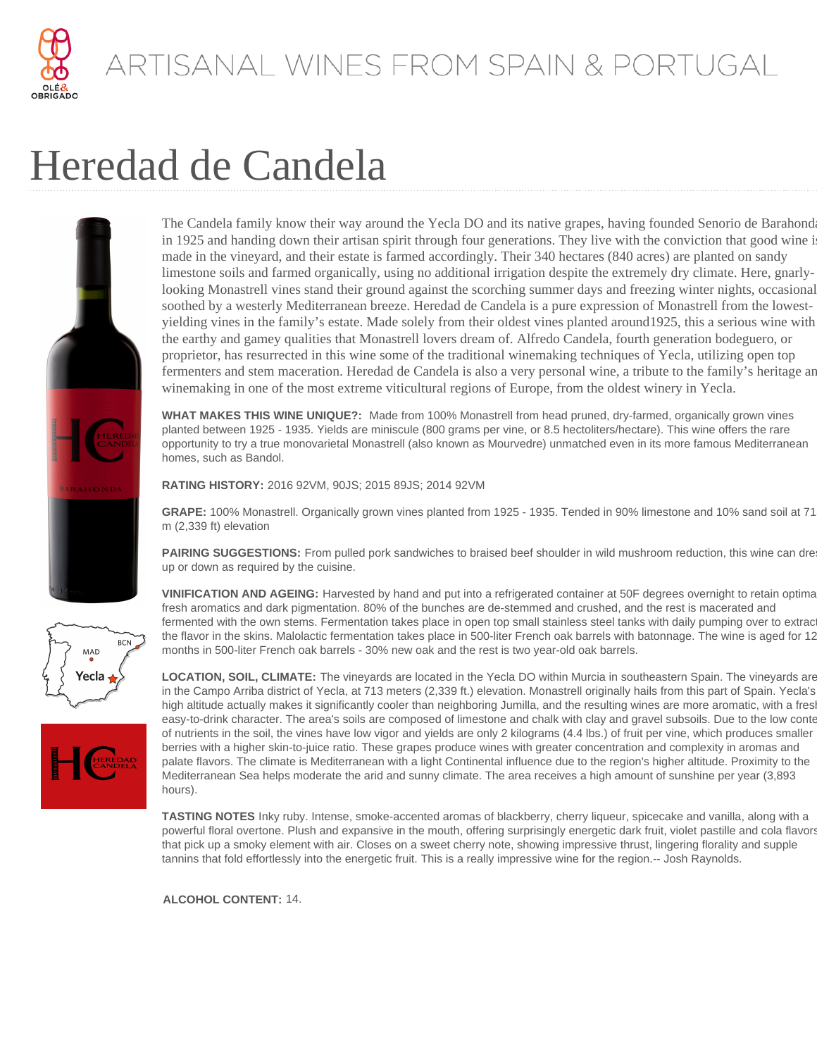# ARTISANAL WINES FROM SPAIN & PORTUGAL

# Heredad de Candela

The Candela family know their way around the Yecla DO and its native grapes, having founded Senorio de Barahonda in 1925 and handing down their artisan spirit through four generations. They live with the conviction that good wine is made in the vineyard, and their estate is farmed accordingly. Their 340 hectares (840 acres) are planted on sandy limestone soils and farmed organically, using no additional irrigation despite the extremely dry climate. Here, gnarly-looking Monastrell vines stand their ground against the scorching summer days and freezing winter nights, occasionally soothed by a westerly Mediterranean breeze. Heredad de Candela is a pure expression of Monastrell from the lowest-yielding vines in the family's estate. Made solely from their oldest vines planted around1925, this a serious wine with the earthy and gamey qualities that Monastrell lovers dream of. Alfredo Candela, fourth generation bodeguero, or proprietor, has resurrected in this wine some of the traditional winemaking techniques of Yecla, utilizing open top fermenters and stem maceration. Heredad de Candela is also a very personal wine, a tribute to the family's heritage and winemaking in one of the most extreme viticultural regions of Europe, from the oldest winery in Yecla.

**WHAT MAKES THIS WINE UNIQUE?:** Made from 100% Monastrell from head pruned, dry-farmed, organically grown vines planted between 1925 - 1935. Yields are miniscule (800 grams per vine, or 8.5 hectoliters/hectare). This wine offers the rare opportunity to try a true monovarietal Monastrell (also known as Mourvedre) unmatched even in its more famous Mediterranean homes, such as Bandol.

**RATING HISTORY:** 2016 92VM, 90JS; 2015 89JS; 2014 92VM

**GRAPE:** 100% Monastrell. Organically grown vines planted from 1925 - 1935. Tended in 90% limestone and 10% sand soil at 713 m (2,339 ft) elevation

**PAIRING SUGGESTIONS:** From pulled pork sandwiches to braised beef shoulder in wild mushroom reduction, this wine can dress up or down as required by the cuisine.

**VINIFICATION AND AGEING:** Harvested by hand and put into a refrigerated container at 50F degrees overnight to retain optimal fresh aromatics and dark pigmentation. 80% of the bunches are de-stemmed and crushed, and the rest is macerated and fermented with the own stems. Fermentation takes place in open top small stainless steel tanks with daily pumping over to extract the flavor in the skins. Malolactic fermentation takes place in 500-liter French oak barrels with batonnage. The wine is aged for 12 months in 500-liter French oak barrels - 30% new oak and the rest is two year-old oak barrels.

**LOCATION, SOIL, CLIMATE:** The vineyards are located in the Yecla DO within Murcia in southeastern Spain. The vineyards are in the Campo Arriba district of Yecla, at 713 meters (2,339 ft.) elevation. Monastrell originally hails from this part of Spain. Yecla's high altitude actually makes it significantly cooler than neighboring Jumilla, and the resulting wines are more aromatic, with a fresh easy-to-drink character. The area's soils are composed of limestone and chalk with clay and gravel subsoils. Due to the low content of nutrients in the soil, the vines have low vigor and yields are only 2 kilograms (4.4 lbs.) of fruit per vine, which produces smaller berries with a higher skin-to-juice ratio. These grapes produce wines with greater concentration and complexity in aromas and palate flavors. The climate is Mediterranean with a light Continental influence due to the region's higher altitude. Proximity to the Mediterranean Sea helps moderate the arid and sunny climate. The area receives a high amount of sunshine per year (3,893 hours).

**TASTING NOTES** Inky ruby. Intense, smoke-accented aromas of blackberry, cherry liqueur, spicecake and vanilla, along with a powerful floral overtone. Plush and expansive in the mouth, offering surprisingly energetic dark fruit, violet pastille and cola flavors that pick up a smoky element with air. Closes on a sweet cherry note, showing impressive thrust, lingering florality and supple tannins that fold effortlessly into the energetic fruit. This is a really impressive wine for the region.-- Josh Raynolds.

**ALCOHOL CONTENT:** 14.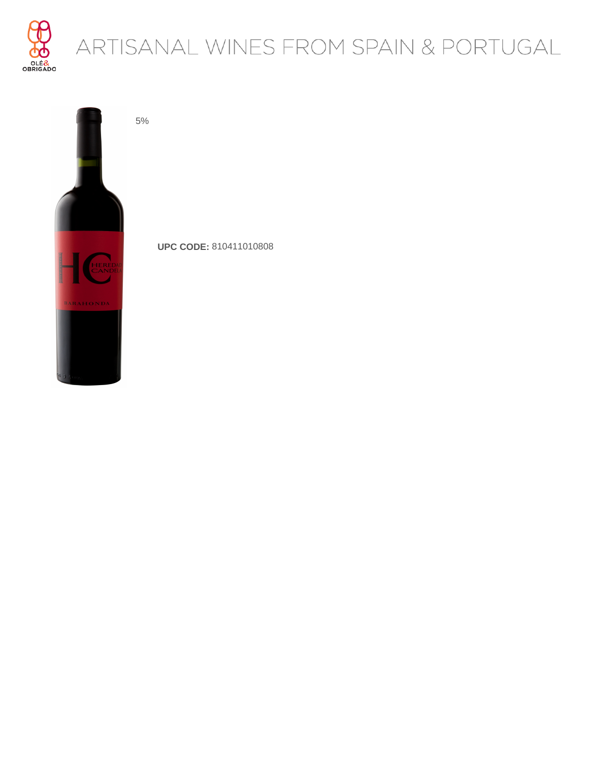5%

**UPC CODE:** 810411010808